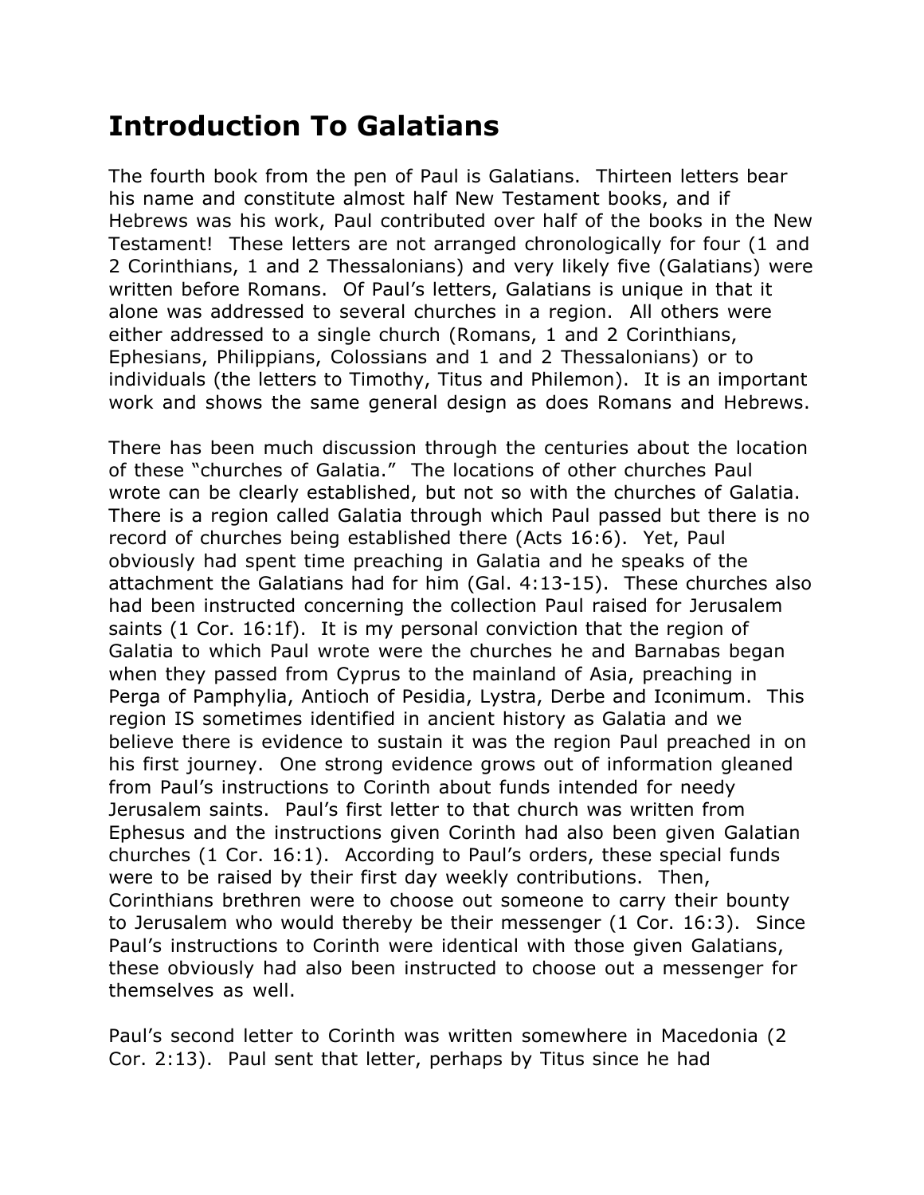# Introduction To Galatians

The fourth book from the pen of Paul is Galatians. Thirteen letters bear his name and constitute almost half New Testament books, and if Hebrews was his work, Paul contributed over half of the books in the New Testament! These letters are not arranged chronologically for four (1 and 2 Corinthians, 1 and 2 Thessalonians) and very likely five (Galatians) were written before Romans. Of Paul's letters, Galatians is unique in that it alone was addressed to several churches in a region. All others were either addressed to a single church (Romans, 1 and 2 Corinthians, Ephesians, Philippians, Colossians and 1 and 2 Thessalonians) or to individuals (the letters to Timothy, Titus and Philemon). It is an important work and shows the same general design as does Romans and Hebrews.

There has been much discussion through the centuries about the location of these "churches of Galatia." The locations of other churches Paul wrote can be clearly established, but not so with the churches of Galatia. There is a region called Galatia through which Paul passed but there is no record of churches being established there (Acts 16:6). Yet, Paul obviously had spent time preaching in Galatia and he speaks of the attachment the Galatians had for him (Gal. 4:13-15). These churches also had been instructed concerning the collection Paul raised for Jerusalem saints (1 Cor. 16:1f). It is my personal conviction that the region of Galatia to which Paul wrote were the churches he and Barnabas began when they passed from Cyprus to the mainland of Asia, preaching in Perga of Pamphylia, Antioch of Pesidia, Lystra, Derbe and Iconimum. This region IS sometimes identified in ancient history as Galatia and we believe there is evidence to sustain it was the region Paul preached in on his first journey. One strong evidence grows out of information gleaned from Paul's instructions to Corinth about funds intended for needy Jerusalem saints. Paul's first letter to that church was written from Ephesus and the instructions given Corinth had also been given Galatian churches (1 Cor. 16:1). According to Paul's orders, these special funds were to be raised by their first day weekly contributions. Then, Corinthians brethren were to choose out someone to carry their bounty to Jerusalem who would thereby be their messenger (1 Cor. 16:3). Since Paul's instructions to Corinth were identical with those given Galatians, these obviously had also been instructed to choose out a messenger for themselves as well.

Paul's second letter to Corinth was written somewhere in Macedonia (2 Cor. 2:13). Paul sent that letter, perhaps by Titus since he had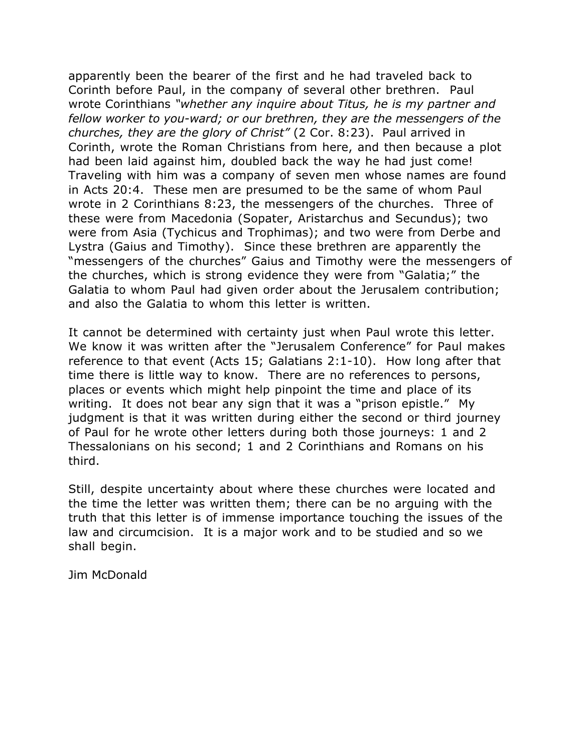apparently been the bearer of the first and he had traveled back to Corinth before Paul, in the company of several other brethren. Paul wrote Corinthians *"whether any inquire about Titus, he is my partner and fellow worker to you-ward; or our brethren, they are the messengers of the churches, they are the glory of Christ"* (2 Cor. 8:23). Paul arrived in Corinth, wrote the Roman Christians from here, and then because a plot had been laid against him, doubled back the way he had just come! Traveling with him was a company of seven men whose names are found in Acts 20:4. These men are presumed to be the same of whom Paul wrote in 2 Corinthians 8:23, the messengers of the churches. Three of these were from Macedonia (Sopater, Aristarchus and Secundus); two were from Asia (Tychicus and Trophimas); and two were from Derbe and Lystra (Gaius and Timothy). Since these brethren are apparently the "messengers of the churches" Gaius and Timothy were the messengers of the churches, which is strong evidence they were from "Galatia;" the Galatia to whom Paul had given order about the Jerusalem contribution; and also the Galatia to whom this letter is written.

It cannot be determined with certainty just when Paul wrote this letter. We know it was written after the "Jerusalem Conference" for Paul makes reference to that event (Acts 15; Galatians 2:1-10). How long after that time there is little way to know. There are no references to persons, places or events which might help pinpoint the time and place of its writing. It does not bear any sign that it was a "prison epistle." My judgment is that it was written during either the second or third journey of Paul for he wrote other letters during both those journeys: 1 and 2 Thessalonians on his second; 1 and 2 Corinthians and Romans on his third.

Still, despite uncertainty about where these churches were located and the time the letter was written them; there can be no arguing with the truth that this letter is of immense importance touching the issues of the law and circumcision. It is a major work and to be studied and so we shall begin.

Jim McDonald